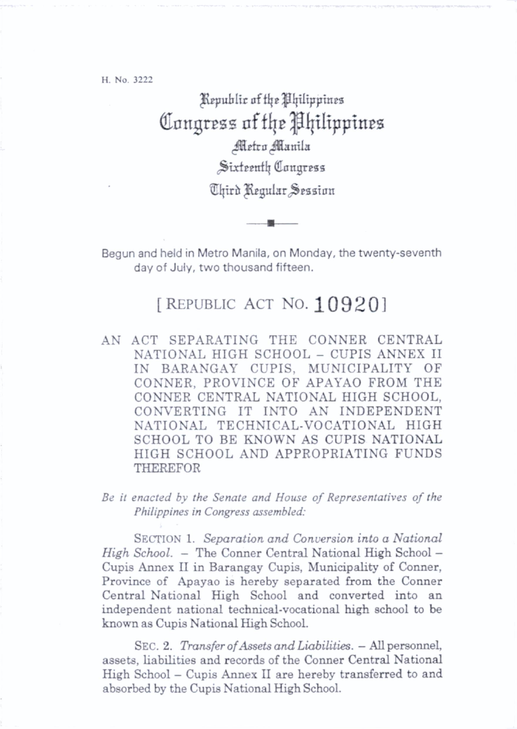H. No. 3222

# Republic of the Philippines
# Congress of the Philippines
## Metro Manila
## Sixteenth Congress
## Third Regular Session

Begun and held in Metro Manila, on Monday, the twenty-seventh day of July, two thousand fifteen.

## [ REPUBLIC ACT NO. 10920 ]

AN ACT SEPARATING THE CONNER CENTRAL NATIONAL HIGH SCHOOL – CUPIS ANNEX II IN BARANGAY CUPIS, MUNICIPALITY OF CONNER, PROVINCE OF APAYAO FROM THE CONNER CENTRAL NATIONAL HIGH SCHOOL, CONVERTING IT INTO AN INDEPENDENT NATIONAL TECHNICAL-VOCATIONAL HIGH SCHOOL TO BE KNOWN AS CUPIS NATIONAL HIGH SCHOOL AND APPROPRIATING FUNDS THEREFOR

*Be it enacted by the Senate and House of Representatives of the Philippines in Congress assembled:*

SECTION 1. *Separation and Conversion into a National High School.* – The Conner Central National High School – Cupis Annex II in Barangay Cupis, Municipality of Conner, Province of Apayao is hereby separated from the Conner Central National High School and converted into an independent national technical-vocational high school to be known as Cupis National High School.

SEC. 2. *Transfer of Assets and Liabilities.* – All personnel, assets, liabilities and records of the Conner Central National High School – Cupis Annex II are hereby transferred to and absorbed by the Cupis National High School.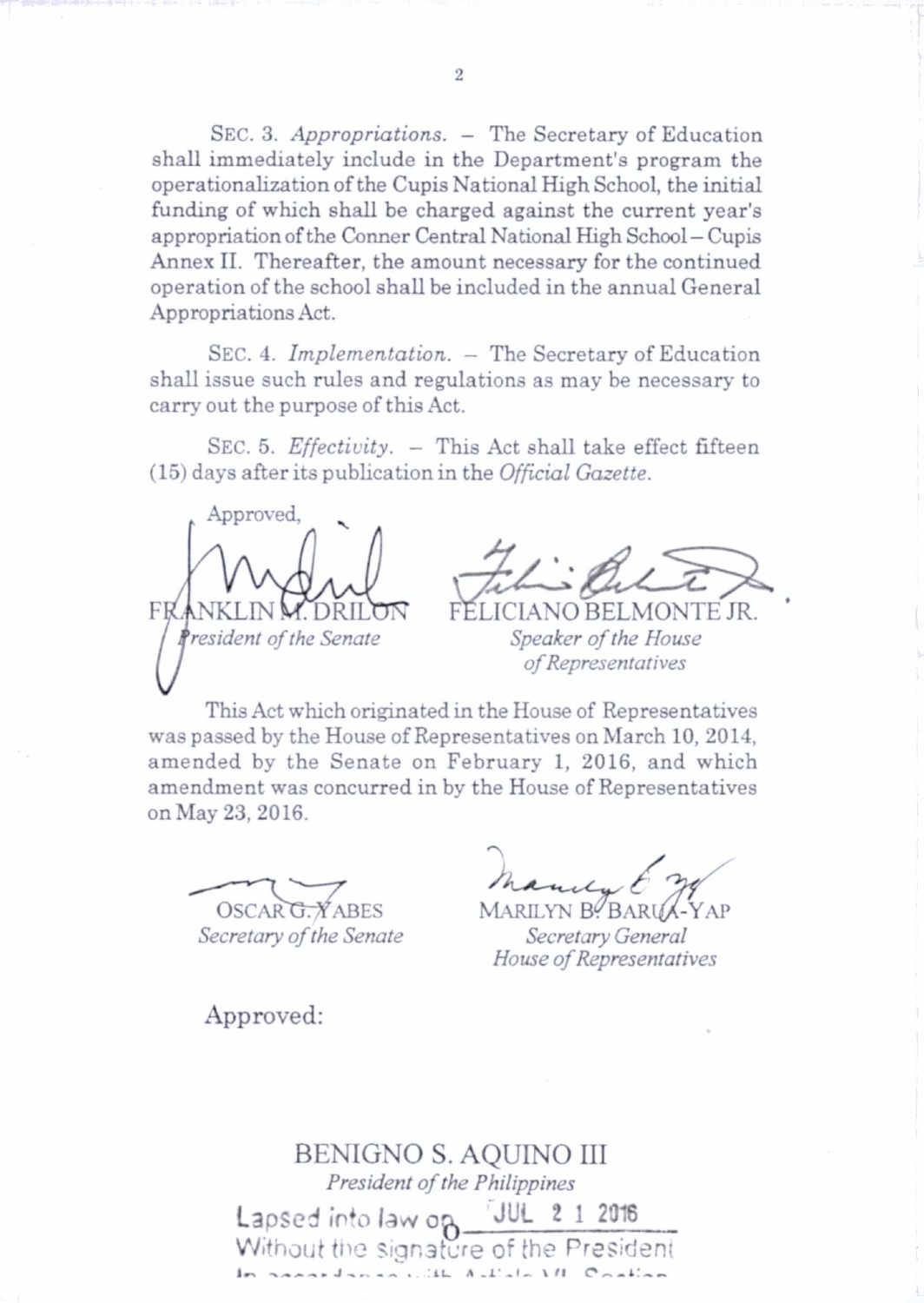SEC. 3. *Appropriations.* – The Secretary of Education shall immediately include in the Department's program the operationalization of the Cupis National High School, the initial funding of which shall be charged against the current year's appropriation of the Conner Central National High School – Cupis Annex II. Thereafter, the amount necessary for the continued operation of the school shall be included in the annual General Appropriations Act.

SEC. 4. *Implementation.* – The Secretary of Education shall issue such rules and regulations as may be necessary to carry out the purpose of this Act.

SEC. 5. *Effectivity.* – This Act shall take effect fifteen (15) days after its publication in the *Official Gazette*.

Approved,

| | |
|---|---|
| FRANKLIN M. DRILON | FELICIANO BELMONTE JR. |
| *President of the Senate* | *Speaker of the House of Representatives* |

This Act which originated in the House of Representatives was passed by the House of Representatives on March 10, 2014, amended by the Senate on February 1, 2016, and which amendment was concurred in by the House of Representatives on May 23, 2016.

| | |
|---|---|
| OSCAR G. YABES | MARILYN B. BARUA-YAP |
| *Secretary of the Senate* | *Secretary General House of Representatives* |

Approved:

BENIGNO S. AQUINO III
*President of the Philippines*

Lapsed into law on JUL 21 2016
Without the signature of the President
In accordance with Article VI, Section